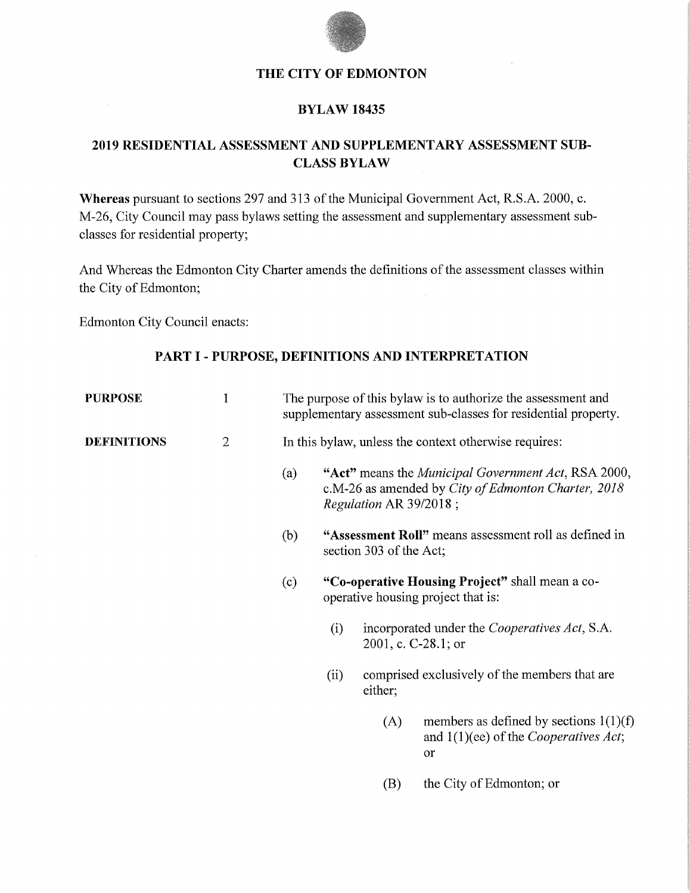# THE CITY OF EDMONTON

## BYLAW 18435

## 2019 RESIDENTIAL ASSESSMENT AND SUPPLEMENTARY ASSESSMENT SUB-CLASS BYLAW

**Whereas** pursuant to sections 297 and 313 of the Municipal Government Act, R.S.A. 2000, c. M-26, City Council may pass bylaws setting the assessment and supplementary assessment sub-classes for residential property;

And Whereas the Edmonton City Charter amends the definitions of the assessment classes within the City of Edmonton;

Edmonton City Council enacts:

## PART I - PURPOSE, DEFINITIONS AND INTERPRETATION

**PURPOSE** 1 The purpose of this bylaw is to authorize the assessment and supplementary assessment sub-classes for residential property.

**DEFINITIONS** 2 In this bylaw, unless the context otherwise requires:

(a) **"Act"** means the *Municipal Government Act*, RSA 2000, c.M-26 as amended by *City of Edmonton Charter, 2018 Regulation* AR 39/2018 ;

(b) **"Assessment Roll"** means assessment roll as defined in section 303 of the Act;

(c) **"Co-operative Housing Project"** shall mean a co-operative housing project that is:

- (i) incorporated under the *Cooperatives Act*, S.A. 2001, c. C-28.1; or
- (ii) comprised exclusively of the members that are either;
  - (A) members as defined by sections 1(1)(f) and 1(1)(ee) of the *Cooperatives Act*; or
  - (B) the City of Edmonton; or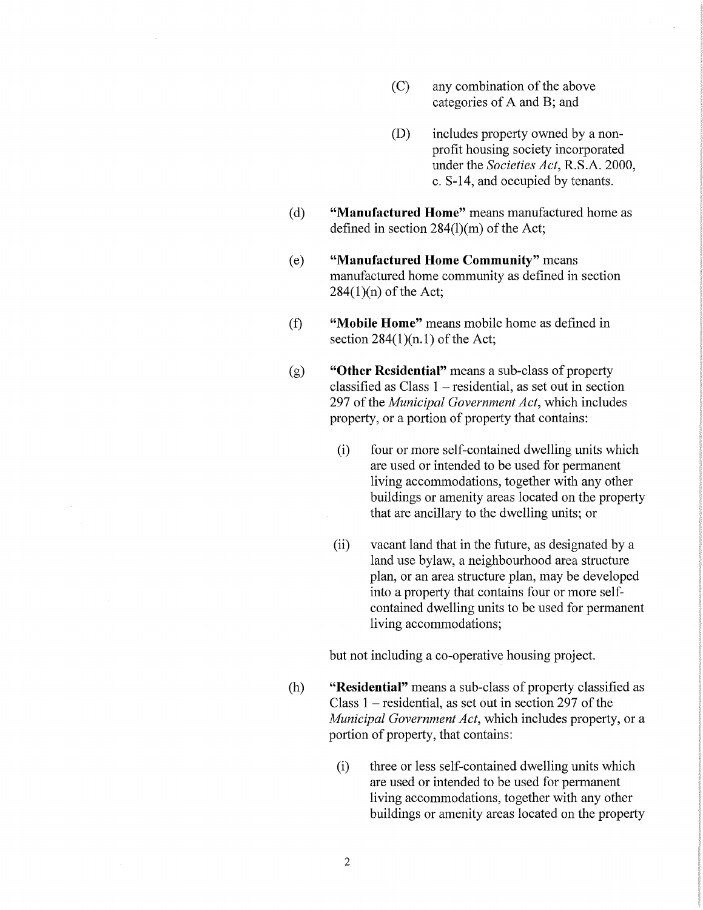(C) any combination of the above categories of A and B; and

(D) includes property owned by a non-profit housing society incorporated under the *Societies Act*, R.S.A. 2000, c. S-14, and occupied by tenants.

(d) **"Manufactured Home"** means manufactured home as defined in section 284(l)(m) of the Act;

(e) **"Manufactured Home Community"** means manufactured home community as defined in section 284(1)(n) of the Act;

(f) **"Mobile Home"** means mobile home as defined in section 284(1)(n.1) of the Act;

(g) **"Other Residential"** means a sub-class of property classified as Class 1 – residential, as set out in section 297 of the *Municipal Government Act*, which includes property, or a portion of property that contains:

(i) four or more self-contained dwelling units which are used or intended to be used for permanent living accommodations, together with any other buildings or amenity areas located on the property that are ancillary to the dwelling units; or

(ii) vacant land that in the future, as designated by a land use bylaw, a neighbourhood area structure plan, or an area structure plan, may be developed into a property that contains four or more self-contained dwelling units to be used for permanent living accommodations;

but not including a co-operative housing project.

(h) **"Residential"** means a sub-class of property classified as Class 1 – residential, as set out in section 297 of the *Municipal Government Act*, which includes property, or a portion of property, that contains:

(i) three or less self-contained dwelling units which are used or intended to be used for permanent living accommodations, together with any other buildings or amenity areas located on the property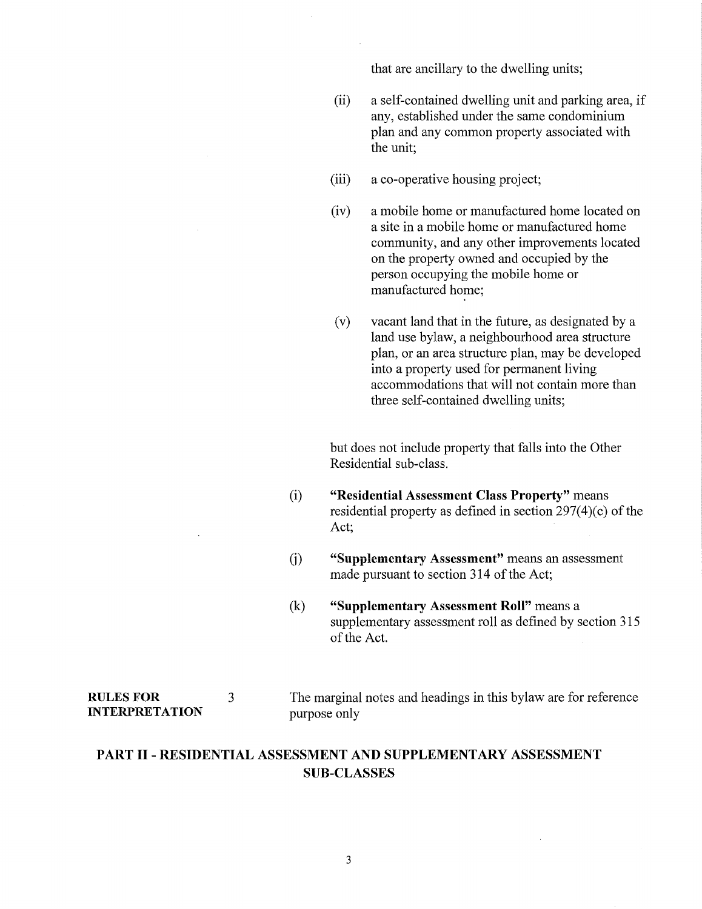that are ancillary to the dwelling units;

(ii) a self-contained dwelling unit and parking area, if any, established under the same condominium plan and any common property associated with the unit;

(iii) a co-operative housing project;

(iv) a mobile home or manufactured home located on a site in a mobile home or manufactured home community, and any other improvements located on the property owned and occupied by the person occupying the mobile home or manufactured home;

(v) vacant land that in the future, as designated by a land use bylaw, a neighbourhood area structure plan, or an area structure plan, may be developed into a property used for permanent living accommodations that will not contain more than three self-contained dwelling units;

but does not include property that falls into the Other Residential sub-class.

(i) **"Residential Assessment Class Property"** means residential property as defined in section 297(4)(c) of the Act;

(j) **"Supplementary Assessment"** means an assessment made pursuant to section 314 of the Act;

(k) **"Supplementary Assessment Roll"** means a supplementary assessment roll as defined by section 315 of the Act.

**RULES FOR INTERPRETATION**

3 The marginal notes and headings in this bylaw are for reference purpose only

## PART II - RESIDENTIAL ASSESSMENT AND SUPPLEMENTARY ASSESSMENT SUB-CLASSES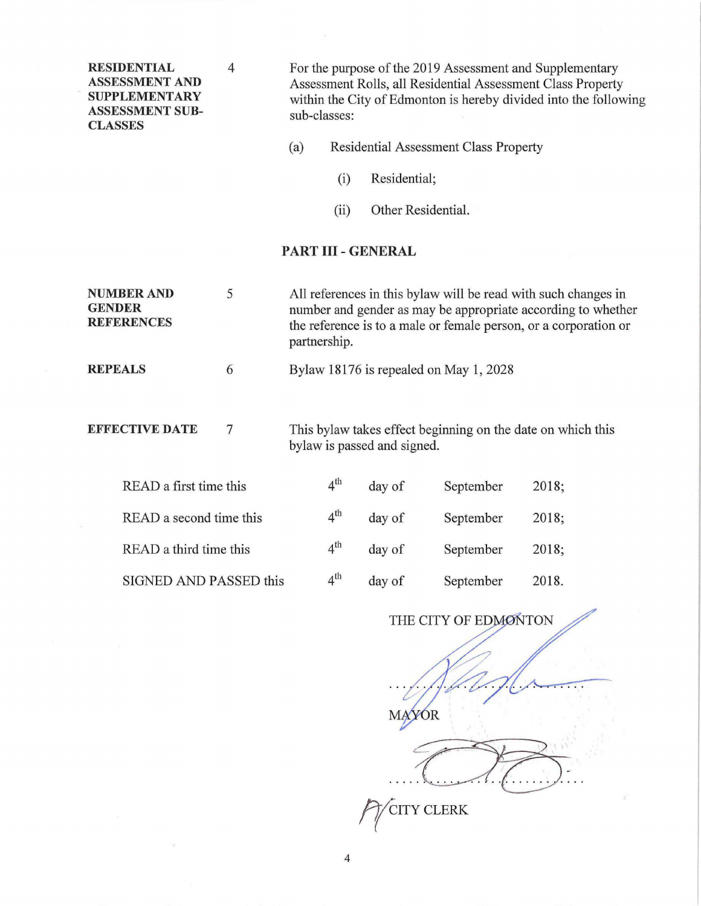**RESIDENTIAL ASSESSMENT AND SUPPLEMENTARY ASSESSMENT SUB-CLASSES**

4 For the purpose of the 2019 Assessment and Supplementary Assessment Rolls, all Residential Assessment Class Property within the City of Edmonton is hereby divided into the following sub-classes:

(a) Residential Assessment Class Property

(i) Residential;

(ii) Other Residential.

## PART III - GENERAL

**NUMBER AND GENDER REFERENCES**

5 All references in this bylaw will be read with such changes in number and gender as may be appropriate according to whether the reference is to a male or female person, or a corporation or partnership.

**REPEALS**

6 Bylaw 18176 is repealed on May 1, 2028

**EFFECTIVE DATE**

7 This bylaw takes effect beginning on the date on which this bylaw is passed and signed.

| | | | | |
|---|---|---|---|---|
| READ a first time this | 4th | day of | September | 2018; |
| READ a second time this | 4th | day of | September | 2018; |
| READ a third time this | 4th | day of | September | 2018; |
| SIGNED AND PASSED this | 4th | day of | September | 2018. |

THE CITY OF EDMONTON

...........................................

MAYOR

...........................................

A/CITY CLERK